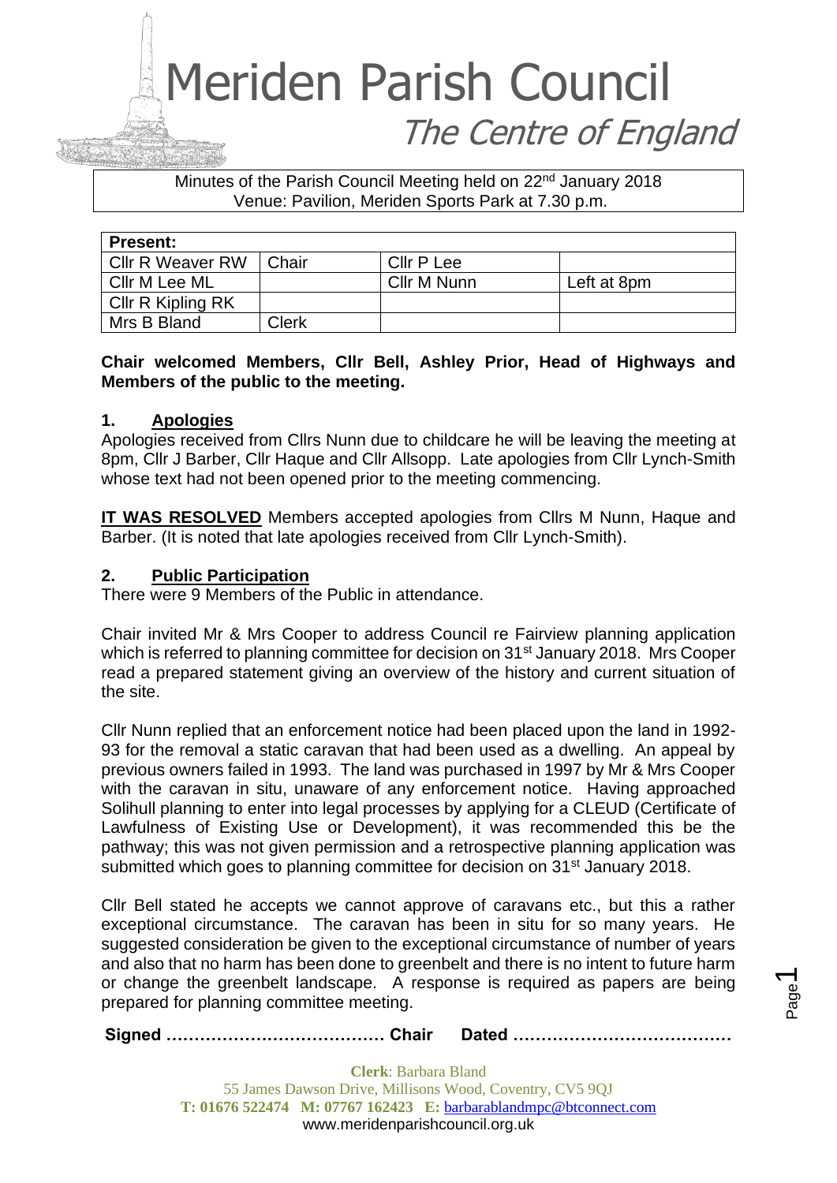# Meriden Parish Council

## The Centre of England

Minutes of the Parish Council Meeting held on 22nd January 2018
Venue: Pavilion, Meriden Sports Park at 7.30 p.m.

| **Present:** | | | |
|---|---|---|---|
| Cllr R Weaver RW | Chair | Cllr P Lee | |
| Cllr M Lee ML | | Cllr M Nunn | Left at 8pm |
| Cllr R Kipling RK | | | |
| Mrs B Bland | Clerk | | |

**Chair welcomed Members, Cllr Bell, Ashley Prior, Head of Highways and Members of the public to the meeting.**

### 1. Apologies

Apologies received from Cllrs Nunn due to childcare he will be leaving the meeting at 8pm, Cllr J Barber, Cllr Haque and Cllr Allsopp. Late apologies from Cllr Lynch-Smith whose text had not been opened prior to the meeting commencing.

**IT WAS RESOLVED** Members accepted apologies from Cllrs M Nunn, Haque and Barber. (It is noted that late apologies received from Cllr Lynch-Smith).

### 2. Public Participation

There were 9 Members of the Public in attendance.

Chair invited Mr & Mrs Cooper to address Council re Fairview planning application which is referred to planning committee for decision on 31st January 2018. Mrs Cooper read a prepared statement giving an overview of the history and current situation of the site.

Cllr Nunn replied that an enforcement notice had been placed upon the land in 1992-93 for the removal a static caravan that had been used as a dwelling. An appeal by previous owners failed in 1993. The land was purchased in 1997 by Mr & Mrs Cooper with the caravan in situ, unaware of any enforcement notice. Having approached Solihull planning to enter into legal processes by applying for a CLEUD (Certificate of Lawfulness of Existing Use or Development), it was recommended this be the pathway; this was not given permission and a retrospective planning application was submitted which goes to planning committee for decision on 31st January 2018.

Cllr Bell stated he accepts we cannot approve of caravans etc., but this a rather exceptional circumstance. The caravan has been in situ for so many years. He suggested consideration be given to the exceptional circumstance of number of years and also that no harm has been done to greenbelt and there is no intent to future harm or change the greenbelt landscape. A response is required as papers are being prepared for planning committee meeting.

**Signed ………………………………… Chair Dated …………………………………**

**Clerk**: Barbara Bland
55 James Dawson Drive, Millisons Wood, Coventry, CV5 9QJ
**T: 01676 522474 M: 07767 162423 E:** barbarablandmpc@btconnect.com
www.meridenparishcouncil.org.uk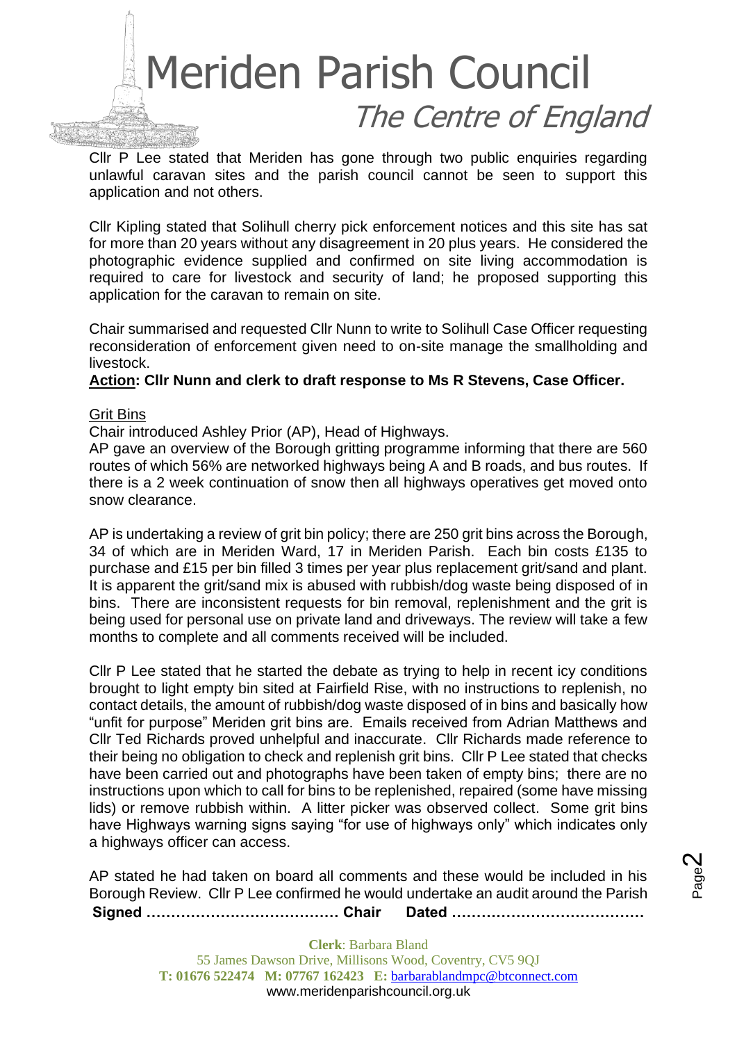Cllr P Lee stated that Meriden has gone through two public enquiries regarding unlawful caravan sites and the parish council cannot be seen to support this application and not others.

Cllr Kipling stated that Solihull cherry pick enforcement notices and this site has sat for more than 20 years without any disagreement in 20 plus years. He considered the photographic evidence supplied and confirmed on site living accommodation is required to care for livestock and security of land; he proposed supporting this application for the caravan to remain on site.

Chair summarised and requested Cllr Nunn to write to Solihull Case Officer requesting reconsideration of enforcement given need to on-site manage the smallholding and livestock.

**Action: Cllr Nunn and clerk to draft response to Ms R Stevens, Case Officer.**

Grit Bins

Chair introduced Ashley Prior (AP), Head of Highways.

AP gave an overview of the Borough gritting programme informing that there are 560 routes of which 56% are networked highways being A and B roads, and bus routes. If there is a 2 week continuation of snow then all highways operatives get moved onto snow clearance.

AP is undertaking a review of grit bin policy; there are 250 grit bins across the Borough, 34 of which are in Meriden Ward, 17 in Meriden Parish. Each bin costs £135 to purchase and £15 per bin filled 3 times per year plus replacement grit/sand and plant. It is apparent the grit/sand mix is abused with rubbish/dog waste being disposed of in bins. There are inconsistent requests for bin removal, replenishment and the grit is being used for personal use on private land and driveways. The review will take a few months to complete and all comments received will be included.

Cllr P Lee stated that he started the debate as trying to help in recent icy conditions brought to light empty bin sited at Fairfield Rise, with no instructions to replenish, no contact details, the amount of rubbish/dog waste disposed of in bins and basically how "unfit for purpose" Meriden grit bins are. Emails received from Adrian Matthews and Cllr Ted Richards proved unhelpful and inaccurate. Cllr Richards made reference to their being no obligation to check and replenish grit bins. Cllr P Lee stated that checks have been carried out and photographs have been taken of empty bins; there are no instructions upon which to call for bins to be replenished, repaired (some have missing lids) or remove rubbish within. A litter picker was observed collect. Some grit bins have Highways warning signs saying "for use of highways only" which indicates only a highways officer can access.

AP stated he had taken on board all comments and these would be included in his Borough Review. Cllr P Lee confirmed he would undertake an audit around the Parish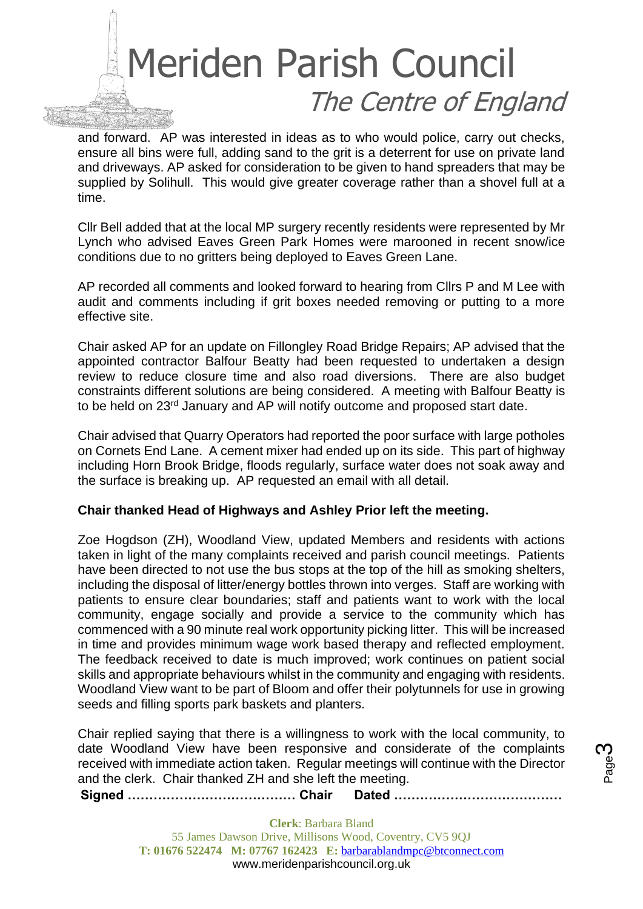and forward. AP was interested in ideas as to who would police, carry out checks, ensure all bins were full, adding sand to the grit is a deterrent for use on private land and driveways. AP asked for consideration to be given to hand spreaders that may be supplied by Solihull. This would give greater coverage rather than a shovel full at a time.

Cllr Bell added that at the local MP surgery recently residents were represented by Mr Lynch who advised Eaves Green Park Homes were marooned in recent snow/ice conditions due to no gritters being deployed to Eaves Green Lane.

AP recorded all comments and looked forward to hearing from Cllrs P and M Lee with audit and comments including if grit boxes needed removing or putting to a more effective site.

Chair asked AP for an update on Fillongley Road Bridge Repairs; AP advised that the appointed contractor Balfour Beatty had been requested to undertaken a design review to reduce closure time and also road diversions. There are also budget constraints different solutions are being considered. A meeting with Balfour Beatty is to be held on 23rd January and AP will notify outcome and proposed start date.

Chair advised that Quarry Operators had reported the poor surface with large potholes on Cornets End Lane. A cement mixer had ended up on its side. This part of highway including Horn Brook Bridge, floods regularly, surface water does not soak away and the surface is breaking up. AP requested an email with all detail.

**Chair thanked Head of Highways and Ashley Prior left the meeting.**

Zoe Hogdson (ZH), Woodland View, updated Members and residents with actions taken in light of the many complaints received and parish council meetings. Patients have been directed to not use the bus stops at the top of the hill as smoking shelters, including the disposal of litter/energy bottles thrown into verges. Staff are working with patients to ensure clear boundaries; staff and patients want to work with the local community, engage socially and provide a service to the community which has commenced with a 90 minute real work opportunity picking litter. This will be increased in time and provides minimum wage work based therapy and reflected employment. The feedback received to date is much improved; work continues on patient social skills and appropriate behaviours whilst in the community and engaging with residents. Woodland View want to be part of Bloom and offer their polytunnels for use in growing seeds and filling sports park baskets and planters.

Chair replied saying that there is a willingness to work with the local community, to date Woodland View have been responsive and considerate of the complaints received with immediate action taken. Regular meetings will continue with the Director and the clerk. Chair thanked ZH and she left the meeting.

**Signed ………………………………… Chair Dated …………………………………**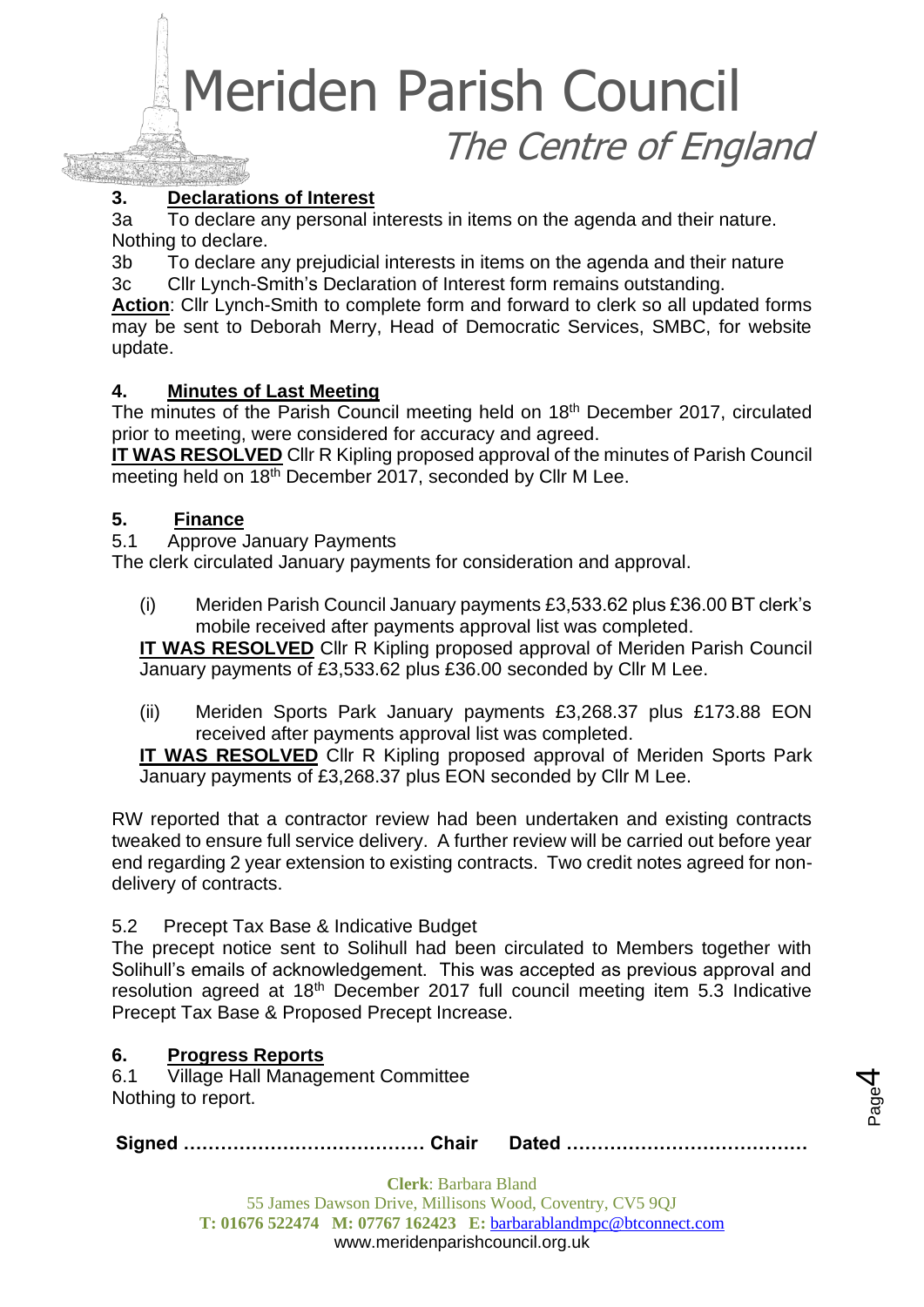## 3. Declarations of Interest

3a To declare any personal interests in items on the agenda and their nature. Nothing to declare.

3b To declare any prejudicial interests in items on the agenda and their nature

3c Cllr Lynch-Smith's Declaration of Interest form remains outstanding.

**Action**: Cllr Lynch-Smith to complete form and forward to clerk so all updated forms may be sent to Deborah Merry, Head of Democratic Services, SMBC, for website update.

## 4. Minutes of Last Meeting

The minutes of the Parish Council meeting held on 18th December 2017, circulated prior to meeting, were considered for accuracy and agreed.

**IT WAS RESOLVED** Cllr R Kipling proposed approval of the minutes of Parish Council meeting held on 18th December 2017, seconded by Cllr M Lee.

## 5. Finance

5.1 Approve January Payments

The clerk circulated January payments for consideration and approval.

(i) Meriden Parish Council January payments £3,533.62 plus £36.00 BT clerk's mobile received after payments approval list was completed.

**IT WAS RESOLVED** Cllr R Kipling proposed approval of Meriden Parish Council January payments of £3,533.62 plus £36.00 seconded by Cllr M Lee.

(ii) Meriden Sports Park January payments £3,268.37 plus £173.88 EON received after payments approval list was completed.

**IT WAS RESOLVED** Cllr R Kipling proposed approval of Meriden Sports Park January payments of £3,268.37 plus EON seconded by Cllr M Lee.

RW reported that a contractor review had been undertaken and existing contracts tweaked to ensure full service delivery. A further review will be carried out before year end regarding 2 year extension to existing contracts. Two credit notes agreed for non-delivery of contracts.

5.2 Precept Tax Base & Indicative Budget

The precept notice sent to Solihull had been circulated to Members together with Solihull's emails of acknowledgement. This was accepted as previous approval and resolution agreed at 18th December 2017 full council meeting item 5.3 Indicative Precept Tax Base & Proposed Precept Increase.

## 6. Progress Reports

6.1 Village Hall Management Committee

Nothing to report.

**Signed ………………………………… Chair Dated …………………………………**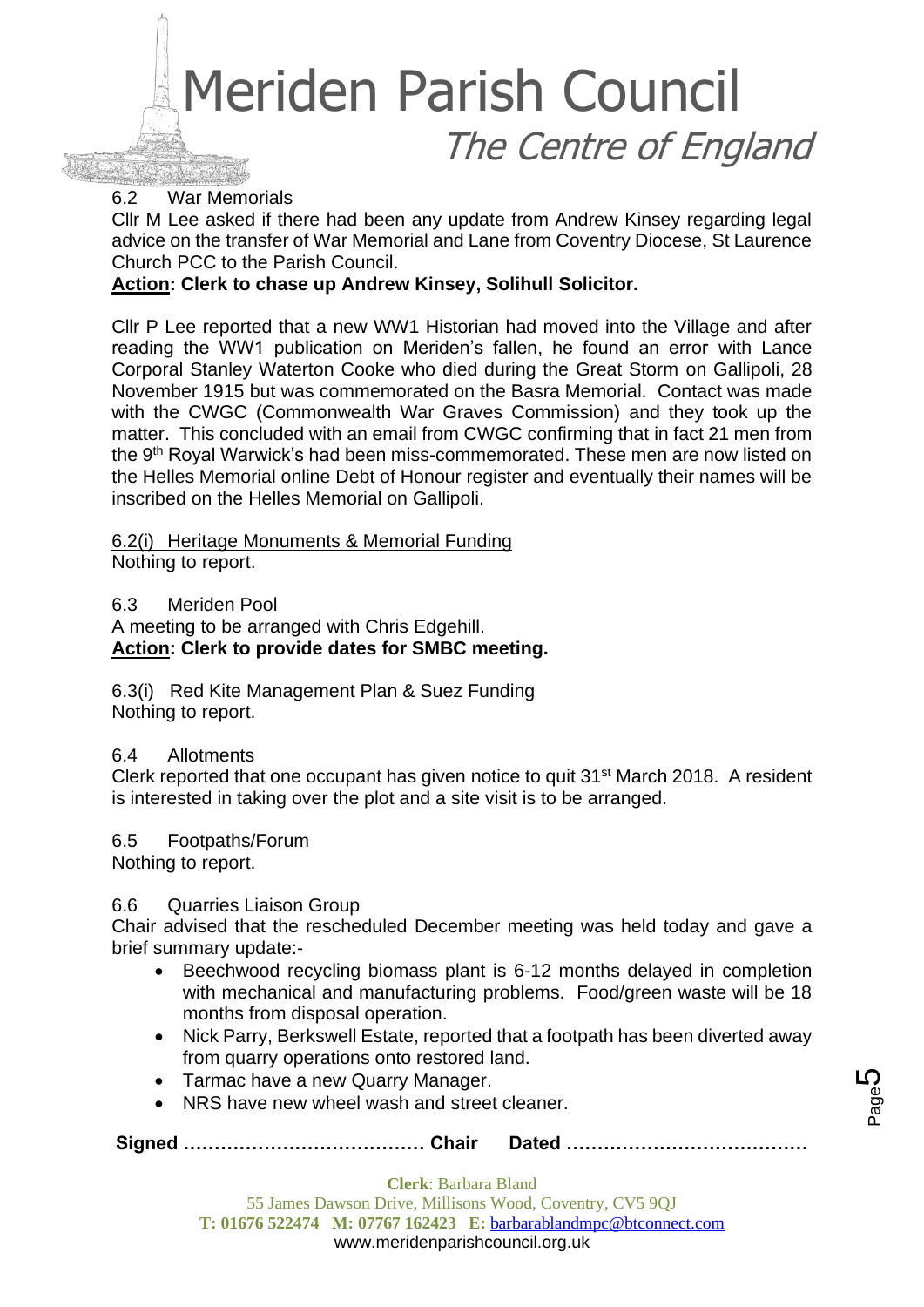6.2 War Memorials

Cllr M Lee asked if there had been any update from Andrew Kinsey regarding legal advice on the transfer of War Memorial and Lane from Coventry Diocese, St Laurence Church PCC to the Parish Council.

**<u>Action</u>: Clerk to chase up Andrew Kinsey, Solihull Solicitor.**

Cllr P Lee reported that a new WW1 Historian had moved into the Village and after reading the WW1 publication on Meriden's fallen, he found an error with Lance Corporal Stanley Waterton Cooke who died during the Great Storm on Gallipoli, 28 November 1915 but was commemorated on the Basra Memorial. Contact was made with the CWGC (Commonwealth War Graves Commission) and they took up the matter. This concluded with an email from CWGC confirming that in fact 21 men from the 9th Royal Warwick's had been miss-commemorated. These men are now listed on the Helles Memorial online Debt of Honour register and eventually their names will be inscribed on the Helles Memorial on Gallipoli.

<u>6.2(i) Heritage Monuments & Memorial Funding</u>

Nothing to report.

6.3 Meriden Pool

A meeting to be arranged with Chris Edgehill.

**<u>Action</u>: Clerk to provide dates for SMBC meeting.**

6.3(i) Red Kite Management Plan & Suez Funding

Nothing to report.

6.4 Allotments

Clerk reported that one occupant has given notice to quit 31st March 2018. A resident is interested in taking over the plot and a site visit is to be arranged.

6.5 Footpaths/Forum

Nothing to report.

6.6 Quarries Liaison Group

Chair advised that the rescheduled December meeting was held today and gave a brief summary update:-

- Beechwood recycling biomass plant is 6-12 months delayed in completion with mechanical and manufacturing problems. Food/green waste will be 18 months from disposal operation.
- Nick Parry, Berkswell Estate, reported that a footpath has been diverted away from quarry operations onto restored land.
- Tarmac have a new Quarry Manager.
- NRS have new wheel wash and street cleaner.

**Signed ………………………………… Chair Dated …………………………………**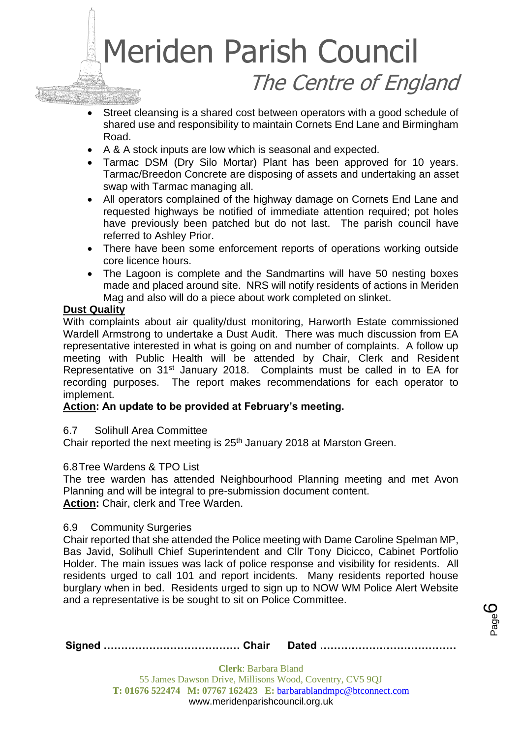- Street cleansing is a shared cost between operators with a good schedule of shared use and responsibility to maintain Cornets End Lane and Birmingham Road.
- A & A stock inputs are low which is seasonal and expected.
- Tarmac DSM (Dry Silo Mortar) Plant has been approved for 10 years. Tarmac/Breedon Concrete are disposing of assets and undertaking an asset swap with Tarmac managing all.
- All operators complained of the highway damage on Cornets End Lane and requested highways be notified of immediate attention required; pot holes have previously been patched but do not last. The parish council have referred to Ashley Prior.
- There have been some enforcement reports of operations working outside core licence hours.
- The Lagoon is complete and the Sandmartins will have 50 nesting boxes made and placed around site. NRS will notify residents of actions in Meriden Mag and also will do a piece about work completed on slinket.

**Dust Quality**

With complaints about air quality/dust monitoring, Harworth Estate commissioned Wardell Armstrong to undertake a Dust Audit. There was much discussion from EA representative interested in what is going on and number of complaints. A follow up meeting with Public Health will be attended by Chair, Clerk and Resident Representative on 31st January 2018. Complaints must be called in to EA for recording purposes. The report makes recommendations for each operator to implement.

**Action: An update to be provided at February's meeting.**

6.7 Solihull Area Committee

Chair reported the next meeting is 25th January 2018 at Marston Green.

6.8 Tree Wardens & TPO List

The tree warden has attended Neighbourhood Planning meeting and met Avon Planning and will be integral to pre-submission document content.

**Action:** Chair, clerk and Tree Warden.

6.9 Community Surgeries

Chair reported that she attended the Police meeting with Dame Caroline Spelman MP, Bas Javid, Solihull Chief Superintendent and Cllr Tony Dicicco, Cabinet Portfolio Holder. The main issues was lack of police response and visibility for residents. All residents urged to call 101 and report incidents. Many residents reported house burglary when in bed. Residents urged to sign up to NOW WM Police Alert Website and a representative is be sought to sit on Police Committee.

**Signed ………………………………… Chair Dated …………………………………**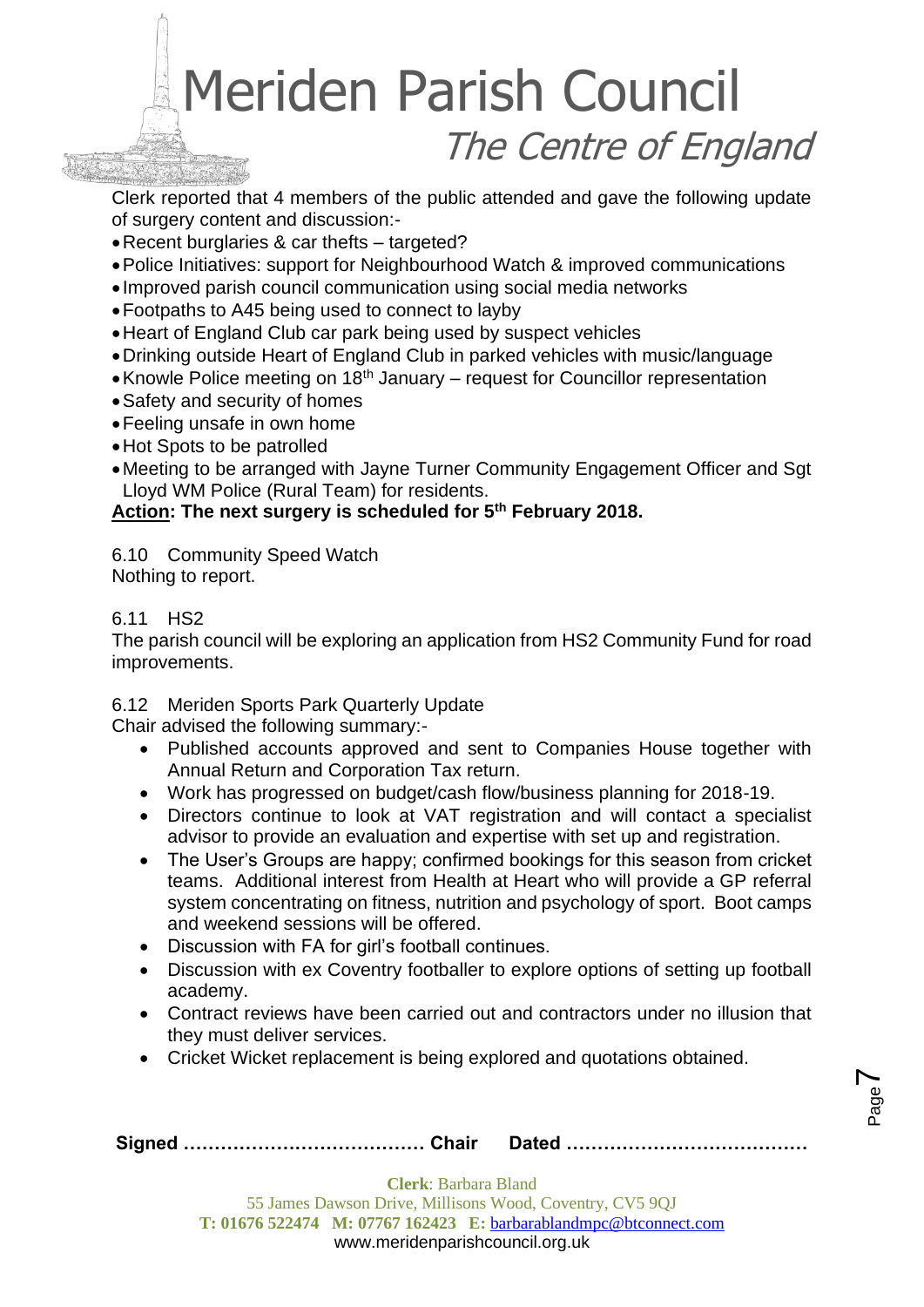Clerk reported that 4 members of the public attended and gave the following update of surgery content and discussion:-

- Recent burglaries & car thefts – targeted?
- Police Initiatives: support for Neighbourhood Watch & improved communications
- Improved parish council communication using social media networks
- Footpaths to A45 being used to connect to layby
- Heart of England Club car park being used by suspect vehicles
- Drinking outside Heart of England Club in parked vehicles with music/language
- Knowle Police meeting on 18th January – request for Councillor representation
- Safety and security of homes
- Feeling unsafe in own home
- Hot Spots to be patrolled
- Meeting to be arranged with Jayne Turner Community Engagement Officer and Sgt Lloyd WM Police (Rural Team) for residents.

**<u>Action</u>: The next surgery is scheduled for 5th February 2018.**

6.10 Community Speed Watch
Nothing to report.

6.11 HS2
The parish council will be exploring an application from HS2 Community Fund for road improvements.

6.12 Meriden Sports Park Quarterly Update
Chair advised the following summary:-

- Published accounts approved and sent to Companies House together with Annual Return and Corporation Tax return.
- Work has progressed on budget/cash flow/business planning for 2018-19.
- Directors continue to look at VAT registration and will contact a specialist advisor to provide an evaluation and expertise with set up and registration.
- The User's Groups are happy; confirmed bookings for this season from cricket teams. Additional interest from Health at Heart who will provide a GP referral system concentrating on fitness, nutrition and psychology of sport. Boot camps and weekend sessions will be offered.
- Discussion with FA for girl's football continues.
- Discussion with ex Coventry footballer to explore options of setting up football academy.
- Contract reviews have been carried out and contractors under no illusion that they must deliver services.
- Cricket Wicket replacement is being explored and quotations obtained.

**Signed ………………………………… Chair Dated …………………………………**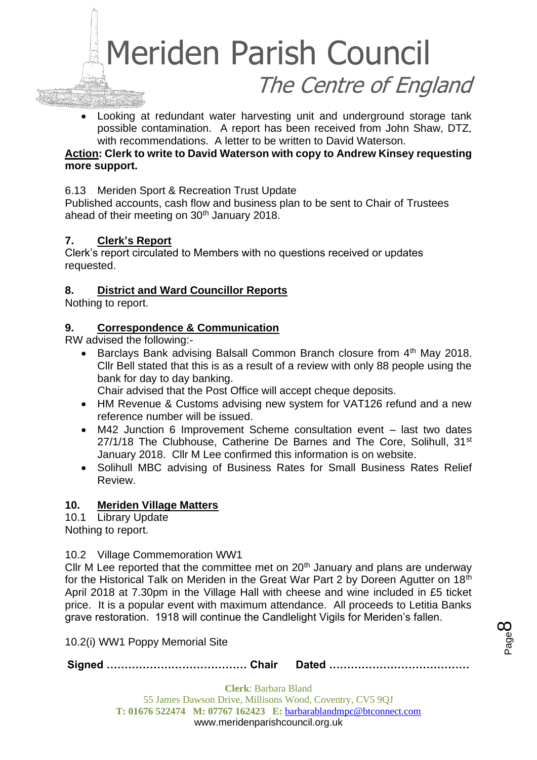- Looking at redundant water harvesting unit and underground storage tank possible contamination. A report has been received from John Shaw, DTZ, with recommendations. A letter to be written to David Waterson.

**Action: Clerk to write to David Waterson with copy to Andrew Kinsey requesting more support.**

6.13 Meriden Sport & Recreation Trust Update

Published accounts, cash flow and business plan to be sent to Chair of Trustees ahead of their meeting on 30th January 2018.

## 7. Clerk's Report

Clerk's report circulated to Members with no questions received or updates requested.

## 8. District and Ward Councillor Reports

Nothing to report.

## 9. Correspondence & Communication

RW advised the following:-

- Barclays Bank advising Balsall Common Branch closure from 4th May 2018. Cllr Bell stated that this is as a result of a review with only 88 people using the bank for day to day banking.
  Chair advised that the Post Office will accept cheque deposits.
- HM Revenue & Customs advising new system for VAT126 refund and a new reference number will be issued.
- M42 Junction 6 Improvement Scheme consultation event – last two dates 27/1/18 The Clubhouse, Catherine De Barnes and The Core, Solihull, 31st January 2018. Cllr M Lee confirmed this information is on website.
- Solihull MBC advising of Business Rates for Small Business Rates Relief Review.

## 10. Meriden Village Matters

10.1 Library Update

Nothing to report.

10.2 Village Commemoration WW1

Cllr M Lee reported that the committee met on 20th January and plans are underway for the Historical Talk on Meriden in the Great War Part 2 by Doreen Agutter on 18th April 2018 at 7.30pm in the Village Hall with cheese and wine included in £5 ticket price. It is a popular event with maximum attendance. All proceeds to Letitia Banks grave restoration. 1918 will continue the Candlelight Vigils for Meriden's fallen.

10.2(i) WW1 Poppy Memorial Site

**Signed ………………………………… Chair Dated …………………………………**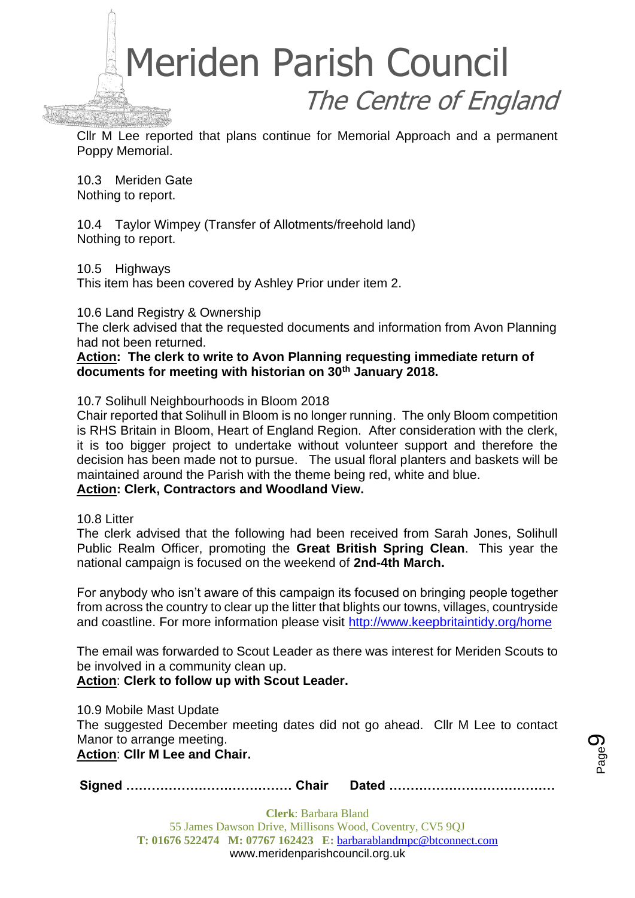Cllr M Lee reported that plans continue for Memorial Approach and a permanent Poppy Memorial.

10.3 Meriden Gate
Nothing to report.

10.4 Taylor Wimpey (Transfer of Allotments/freehold land)
Nothing to report.

10.5 Highways
This item has been covered by Ashley Prior under item 2.

10.6 Land Registry & Ownership
The clerk advised that the requested documents and information from Avon Planning had not been returned.
**Action: The clerk to write to Avon Planning requesting immediate return of documents for meeting with historian on 30th January 2018.**

10.7 Solihull Neighbourhoods in Bloom 2018
Chair reported that Solihull in Bloom is no longer running. The only Bloom competition is RHS Britain in Bloom, Heart of England Region. After consideration with the clerk, it is too bigger project to undertake without volunteer support and therefore the decision has been made not to pursue. The usual floral planters and baskets will be maintained around the Parish with the theme being red, white and blue.
**Action: Clerk, Contractors and Woodland View.**

10.8 Litter
The clerk advised that the following had been received from Sarah Jones, Solihull Public Realm Officer, promoting the **Great British Spring Clean**. This year the national campaign is focused on the weekend of **2nd-4th March.**

For anybody who isn't aware of this campaign its focused on bringing people together from across the country to clear up the litter that blights our towns, villages, countryside and coastline. For more information please visit http://www.keepbritaintidy.org/home

The email was forwarded to Scout Leader as there was interest for Meriden Scouts to be involved in a community clean up.
**Action**: **Clerk to follow up with Scout Leader.**

10.9 Mobile Mast Update
The suggested December meeting dates did not go ahead. Cllr M Lee to contact Manor to arrange meeting.
**Action**: **Cllr M Lee and Chair.**

**Signed ………………………………… Chair Dated …………………………………**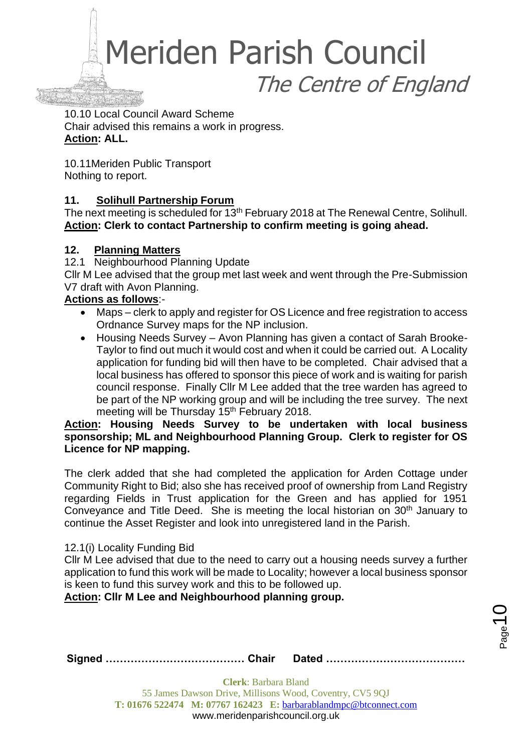10.10 Local Council Award Scheme
Chair advised this remains a work in progress.
**Action: ALL.**

10.11Meriden Public Transport
Nothing to report.

## 11. Solihull Partnership Forum

The next meeting is scheduled for 13th February 2018 at The Renewal Centre, Solihull.
**Action: Clerk to contact Partnership to confirm meeting is going ahead.**

## 12. Planning Matters

12.1 Neighbourhood Planning Update
Cllr M Lee advised that the group met last week and went through the Pre-Submission V7 draft with Avon Planning.

**Actions as follows**:-

- Maps – clerk to apply and register for OS Licence and free registration to access Ordnance Survey maps for the NP inclusion.
- Housing Needs Survey – Avon Planning has given a contact of Sarah Brooke-Taylor to find out much it would cost and when it could be carried out. A Locality application for funding bid will then have to be completed. Chair advised that a local business has offered to sponsor this piece of work and is waiting for parish council response. Finally Cllr M Lee added that the tree warden has agreed to be part of the NP working group and will be including the tree survey. The next meeting will be Thursday 15th February 2018.

**Action: Housing Needs Survey to be undertaken with local business sponsorship; ML and Neighbourhood Planning Group. Clerk to register for OS Licence for NP mapping.**

The clerk added that she had completed the application for Arden Cottage under Community Right to Bid; also she has received proof of ownership from Land Registry regarding Fields in Trust application for the Green and has applied for 1951 Conveyance and Title Deed. She is meeting the local historian on 30th January to continue the Asset Register and look into unregistered land in the Parish.

12.1(i) Locality Funding Bid
Cllr M Lee advised that due to the need to carry out a housing needs survey a further application to fund this work will be made to Locality; however a local business sponsor is keen to fund this survey work and this to be followed up.
**Action: Cllr M Lee and Neighbourhood planning group.**

**Signed ………………………………… Chair Dated …………………………………**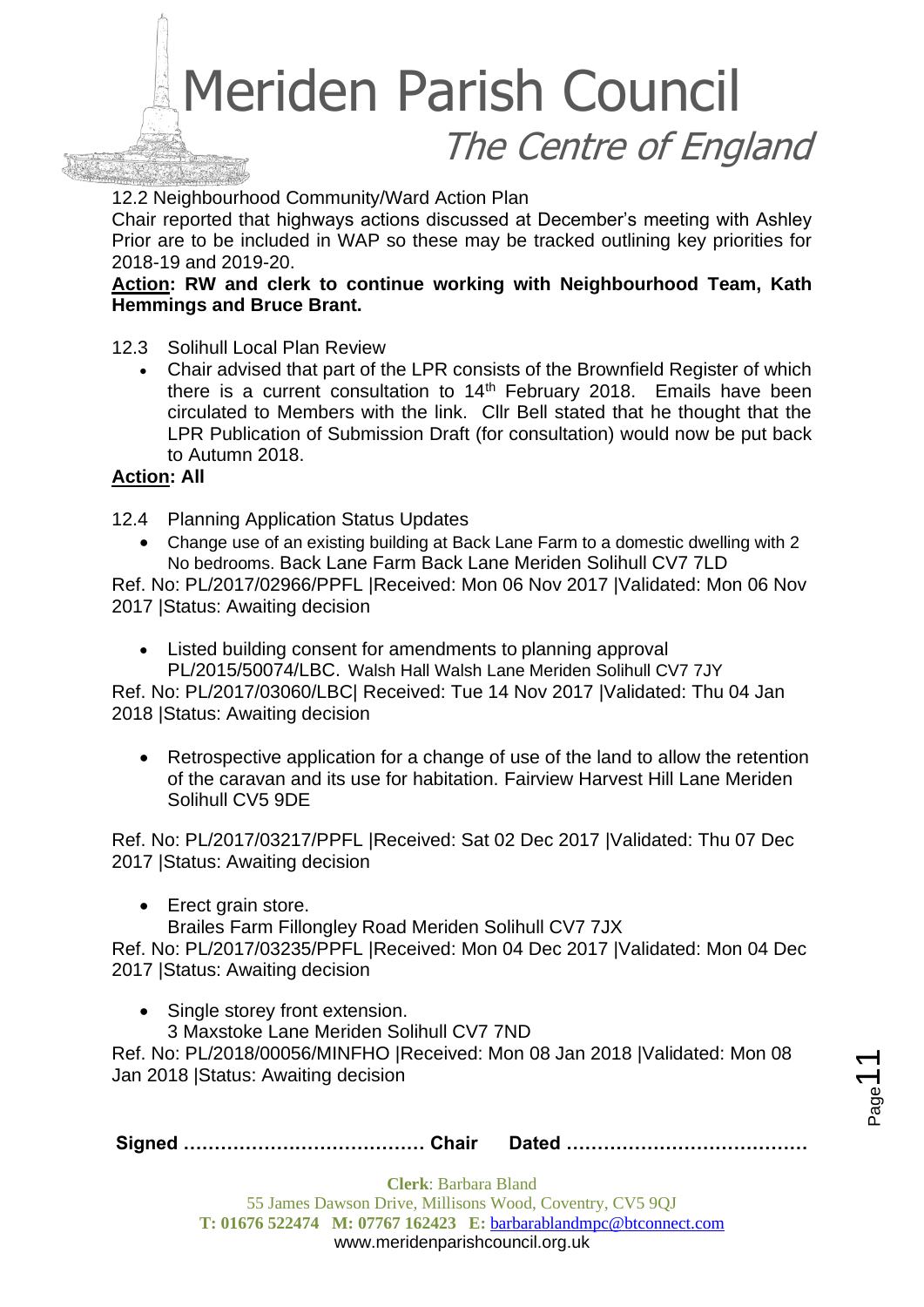12.2 Neighbourhood Community/Ward Action Plan

Chair reported that highways actions discussed at December's meeting with Ashley Prior are to be included in WAP so these may be tracked outlining key priorities for 2018-19 and 2019-20.

**Action: RW and clerk to continue working with Neighbourhood Team, Kath Hemmings and Bruce Brant.**

12.3 Solihull Local Plan Review

- Chair advised that part of the LPR consists of the Brownfield Register of which there is a current consultation to 14th February 2018. Emails have been circulated to Members with the link. Cllr Bell stated that he thought that the LPR Publication of Submission Draft (for consultation) would now be put back to Autumn 2018.

**Action: All**

12.4 Planning Application Status Updates

- Change use of an existing building at Back Lane Farm to a domestic dwelling with 2 No bedrooms. Back Lane Farm Back Lane Meriden Solihull CV7 7LD

Ref. No: PL/2017/02966/PPFL |Received: Mon 06 Nov 2017 |Validated: Mon 06 Nov 2017 |Status: Awaiting decision

- Listed building consent for amendments to planning approval PL/2015/50074/LBC. Walsh Hall Walsh Lane Meriden Solihull CV7 7JY

Ref. No: PL/2017/03060/LBC| Received: Tue 14 Nov 2017 |Validated: Thu 04 Jan 2018 |Status: Awaiting decision

- Retrospective application for a change of use of the land to allow the retention of the caravan and its use for habitation. Fairview Harvest Hill Lane Meriden Solihull CV5 9DE

Ref. No: PL/2017/03217/PPFL |Received: Sat 02 Dec 2017 |Validated: Thu 07 Dec 2017 |Status: Awaiting decision

- Erect grain store.
  Brailes Farm Fillongley Road Meriden Solihull CV7 7JX

Ref. No: PL/2017/03235/PPFL |Received: Mon 04 Dec 2017 |Validated: Mon 04 Dec 2017 |Status: Awaiting decision

- Single storey front extension.
  3 Maxstoke Lane Meriden Solihull CV7 7ND

Ref. No: PL/2018/00056/MINFHO |Received: Mon 08 Jan 2018 |Validated: Mon 08 Jan 2018 |Status: Awaiting decision

**Signed ………………………………… Chair  Dated …………………………………**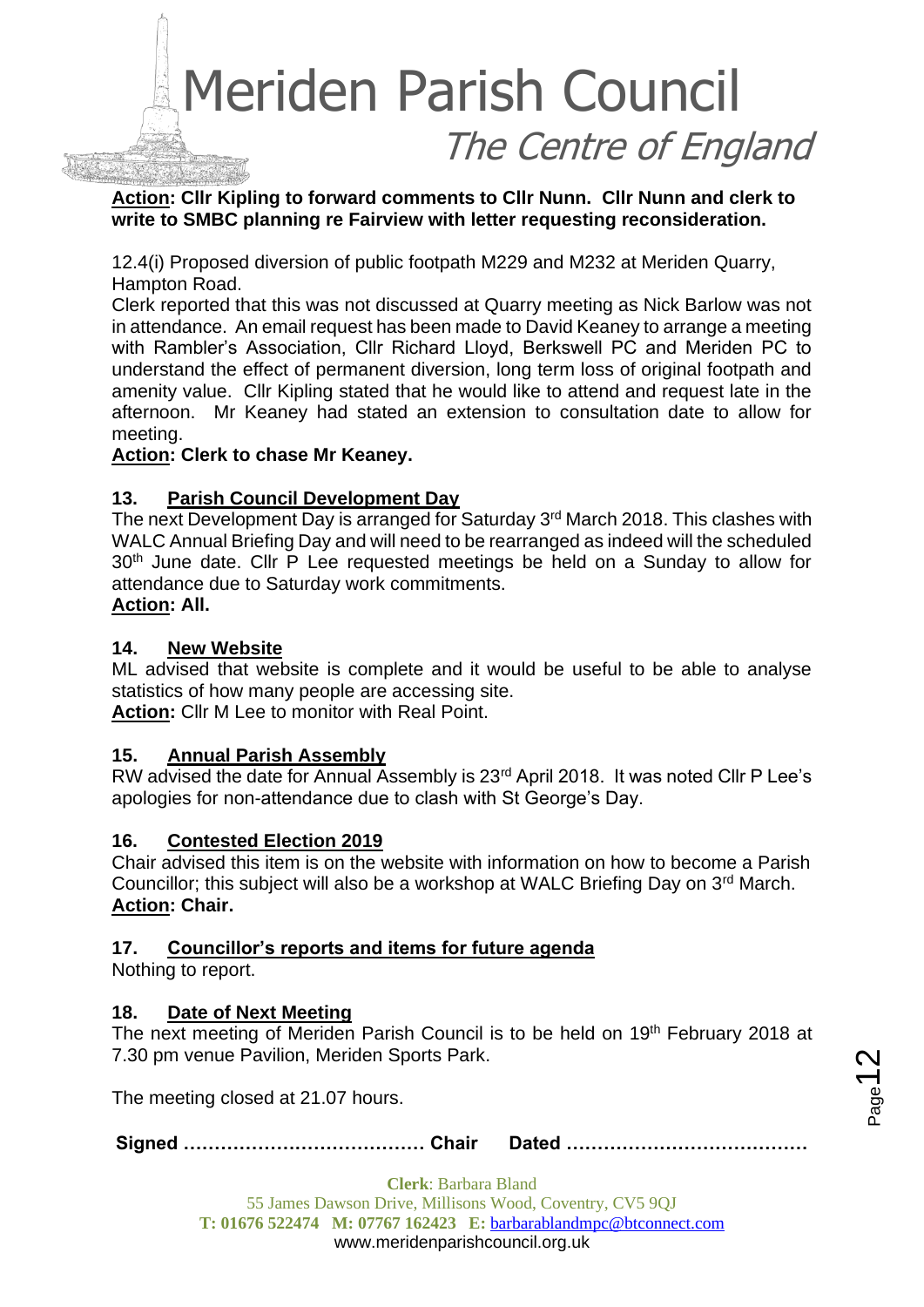**Action: Cllr Kipling to forward comments to Cllr Nunn. Cllr Nunn and clerk to write to SMBC planning re Fairview with letter requesting reconsideration.**

12.4(i) Proposed diversion of public footpath M229 and M232 at Meriden Quarry, Hampton Road.

Clerk reported that this was not discussed at Quarry meeting as Nick Barlow was not in attendance. An email request has been made to David Keaney to arrange a meeting with Rambler's Association, Cllr Richard Lloyd, Berkswell PC and Meriden PC to understand the effect of permanent diversion, long term loss of original footpath and amenity value. Cllr Kipling stated that he would like to attend and request late in the afternoon. Mr Keaney had stated an extension to consultation date to allow for meeting.

**Action: Clerk to chase Mr Keaney.**

## 13. Parish Council Development Day

The next Development Day is arranged for Saturday 3rd March 2018. This clashes with WALC Annual Briefing Day and will need to be rearranged as indeed will the scheduled 30th June date. Cllr P Lee requested meetings be held on a Sunday to allow for attendance due to Saturday work commitments.

**Action: All.**

## 14. New Website

ML advised that website is complete and it would be useful to be able to analyse statistics of how many people are accessing site.

**Action:** Cllr M Lee to monitor with Real Point.

## 15. Annual Parish Assembly

RW advised the date for Annual Assembly is 23rd April 2018. It was noted Cllr P Lee's apologies for non-attendance due to clash with St George's Day.

## 16. Contested Election 2019

Chair advised this item is on the website with information on how to become a Parish Councillor; this subject will also be a workshop at WALC Briefing Day on 3rd March.

**Action: Chair.**

## 17. Councillor's reports and items for future agenda

Nothing to report.

## 18. Date of Next Meeting

The next meeting of Meriden Parish Council is to be held on 19th February 2018 at 7.30 pm venue Pavilion, Meriden Sports Park.

The meeting closed at 21.07 hours.

**Signed ………………………………… Chair Dated …………………………………**